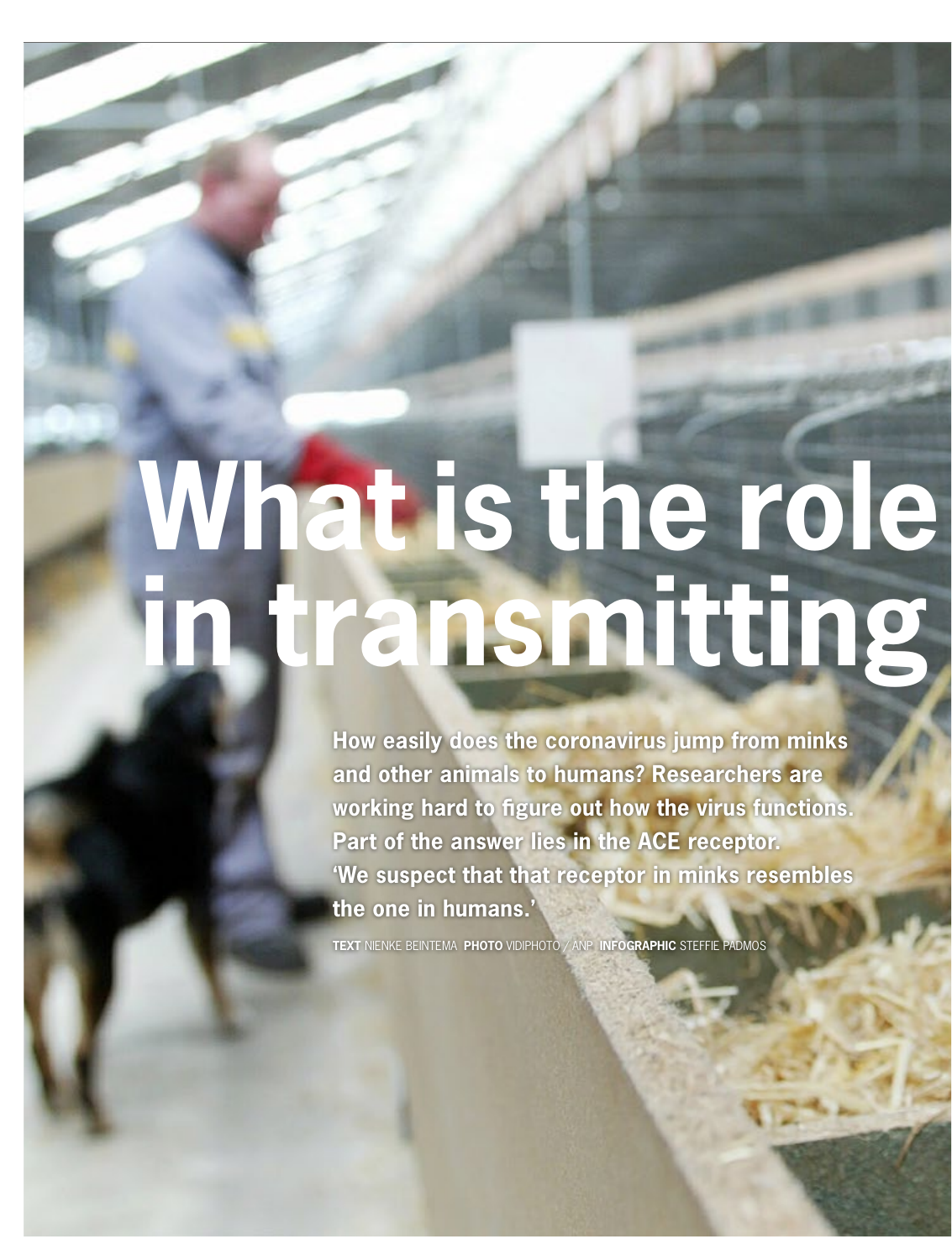# What is the role in transmitting

**How easily does the coronavirus jump from minks and other animals to humans? Researchers are working hard to figure out how the virus functions. Part of the answer lies in the ACE receptor. 'We suspect that that receptor in minks resembles the one in humans.'**

**TEXT** NIENKE BEINTEMA **PHOTO** VIDIPHOTO / ANP **INFOGRAPHIC** STEFFIE PADMOS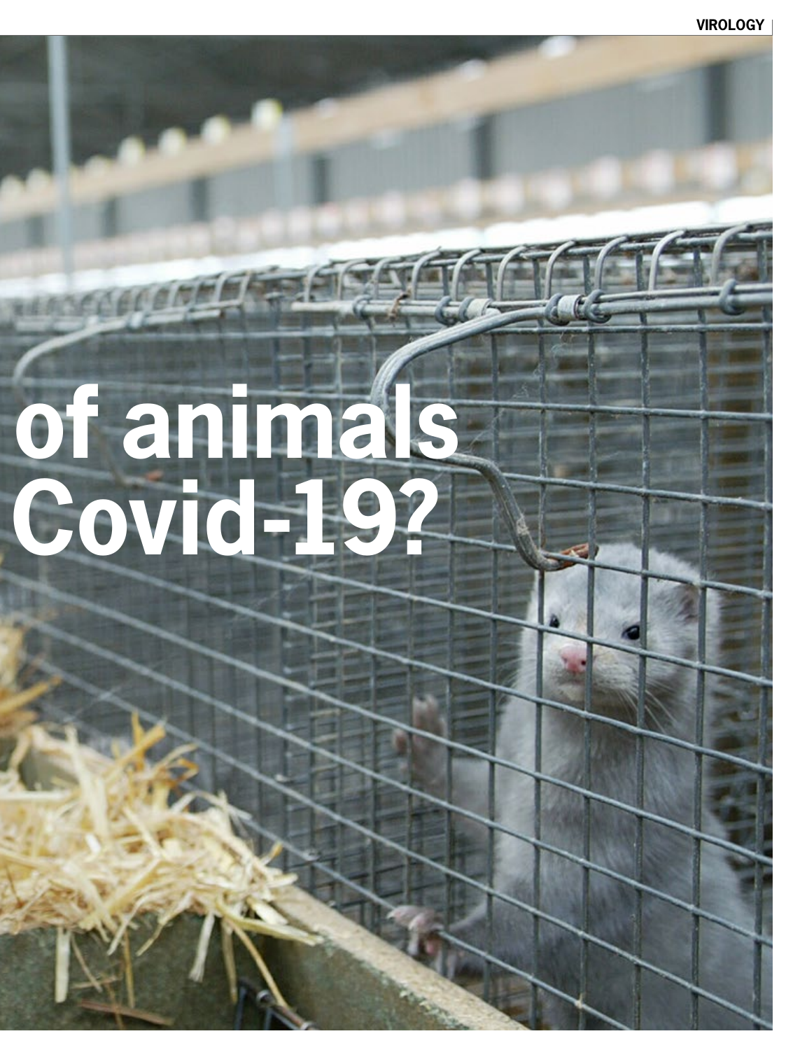# of animals Covid-19?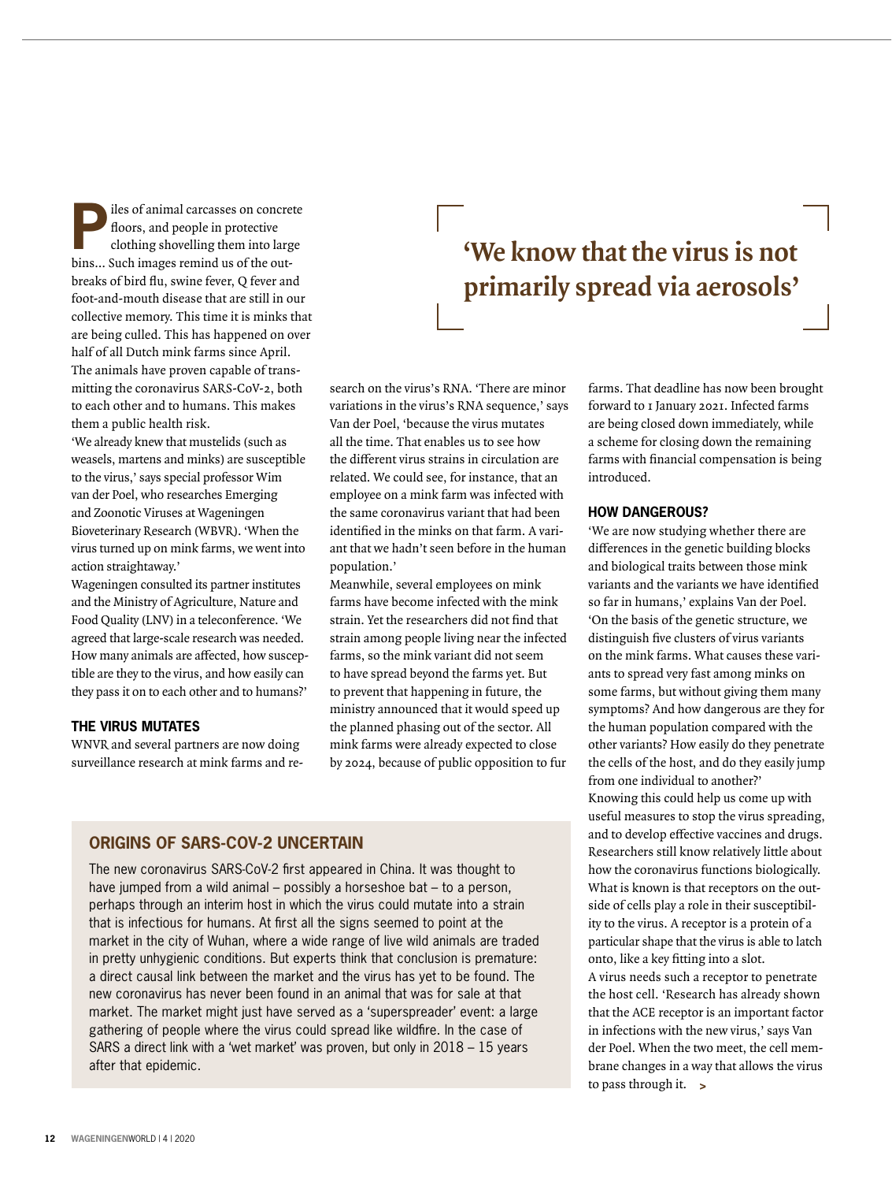Piles of animal carcasses on concrete floors, and people in protective clothing shovelling them into large bins... Such images remind us of the outbreaks of bird flu, swine fever, Q fever and foot-and-mouth disease that are still in our collective memory. This time it is minks that are being culled. This has happened on over half of all Dutch mink farms since April. The animals have proven capable of transmitting the coronavirus SARS-CoV-2, both to each other and to humans. This makes them a public health risk.

'We already knew that mustelids (such as weasels, martens and minks) are susceptible to the virus,' says special professor Wim van der Poel, who researches Emerging and Zoonotic Viruses at Wageningen Bioveterinary Research (WBVR). 'When the virus turned up on mink farms, we went into action straightaway.'

Wageningen consulted its partner institutes and the Ministry of Agriculture, Nature and Food Quality (LNV) in a teleconference. 'We agreed that large-scale research was needed. How many animals are affected, how susceptible are they to the virus, and how easily can they pass it on to each other and to humans?'

> **'We know that the virus is not primarily spread via aerosols'**

### THE VIRUS MUTATES

WNVR and several partners are now doing surveillance research at mink farms and research on the virus's RNA. 'There are minor variations in the virus's RNA sequence,' says Van der Poel, 'because the virus mutates all the time. That enables us to see how the different virus strains in circulation are related. We could see, for instance, that an employee on a mink farm was infected with the same coronavirus variant that had been identified in the minks on that farm. A variant that we hadn't seen before in the human population.'

Meanwhile, several employees on mink farms have become infected with the mink strain. Yet the researchers did not find that strain among people living near the infected farms, so the mink variant did not seem to have spread beyond the farms yet. But to prevent that happening in future, the ministry announced that it would speed up the planned phasing out of the sector. All mink farms were already expected to close by 2024, because of public opposition to fur farms. That deadline has now been brought forward to 1 January 2021. Infected farms are being closed down immediately, while a scheme for closing down the remaining farms with financial compensation is being introduced.

### HOW DANGEROUS?

'We are now studying whether there are differences in the genetic building blocks and biological traits between those mink variants and the variants we have identified so far in humans,' explains Van der Poel. 'On the basis of the genetic structure, we distinguish five clusters of virus variants on the mink farms. What causes these variants to spread very fast among minks on some farms, but without giving them many symptoms? And how dangerous are they for the human population compared with the other variants? How easily do they penetrate the cells of the host, and do they easily jump from one individual to another?'

Knowing this could help us come up with useful measures to stop the virus spreading, and to develop effective vaccines and drugs. Researchers still know relatively little about how the coronavirus functions biologically. What is known is that receptors on the outside of cells play a role in their susceptibility to the virus. A receptor is a protein of a particular shape that the virus is able to latch onto, like a key fitting into a slot.

A virus needs such a receptor to penetrate the host cell. 'Research has already shown that the ACE receptor is an important factor in infections with the new virus,' says Van der Poel. When the two meet, the cell membrane changes in a way that allows the virus to pass through it. >

### ORIGINS OF SARS-COV-2 UNCERTAIN

The new coronavirus SARS-CoV-2 first appeared in China. It was thought to have jumped from a wild animal – possibly a horseshoe bat – to a person, perhaps through an interim host in which the virus could mutate into a strain that is infectious for humans. At first all the signs seemed to point at the market in the city of Wuhan, where a wide range of live wild animals are traded in pretty unhygienic conditions. But experts think that conclusion is premature: a direct causal link between the market and the virus has yet to be found. The new coronavirus has never been found in an animal that was for sale at that market. The market might just have served as a 'superspreader' event: a large gathering of people where the virus could spread like wildfire. In the case of SARS a direct link with a 'wet market' was proven, but only in 2018 – 15 years after that epidemic.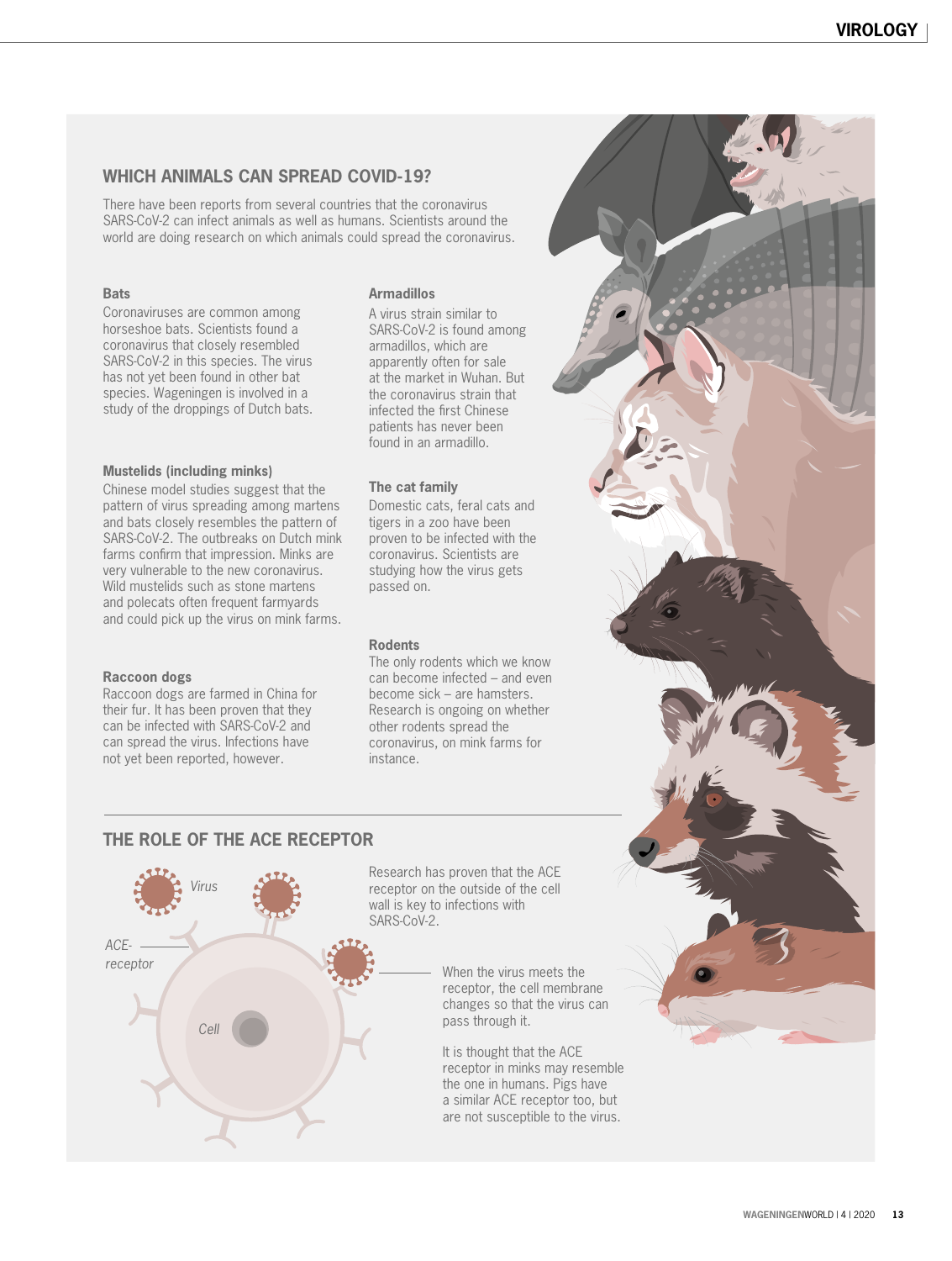## WHICH ANIMALS CAN SPREAD COVID-19?

There have been reports from several countries that the coronavirus SARS-CoV-2 can infect animals as well as humans. Scientists around the world are doing research on which animals could spread the coronavirus.

### Bats

Coronaviruses are common among horseshoe bats. Scientists found a coronavirus that closely resembled SARS-CoV-2 in this species. The virus has not yet been found in other bat species. Wageningen is involved in a study of the droppings of Dutch bats.

### Mustelids (including minks)

Chinese model studies suggest that the pattern of virus spreading among martens and bats closely resembles the pattern of SARS-CoV-2. The outbreaks on Dutch mink farms confirm that impression. Minks are very vulnerable to the new coronavirus. Wild mustelids such as stone martens and polecats often frequent farmyards and could pick up the virus on mink farms.

### Raccoon dogs

Raccoon dogs are farmed in China for their fur. It has been proven that they can be infected with SARS-CoV-2 and can spread the virus. Infections have not yet been reported, however.

### Armadillos

A virus strain similar to SARS-CoV-2 is found among armadillos, which are apparently often for sale at the market in Wuhan. But the coronavirus strain that infected the first Chinese patients has never been found in an armadillo.

### The cat family

Domestic cats, feral cats and tigers in a zoo have been proven to be infected with the coronavirus. Scientists are studying how the virus gets passed on.

### Rodents

The only rodents which we know can become infected – and even become sick – are hamsters. Research is ongoing on whether other rodents spread the coronavirus, on mink farms for instance.

## THE ROLE OF THE ACE RECEPTOR

*Virus*

*ACE-receptor*

*Cell*

Research has proven that the ACE receptor on the outside of the cell wall is key to infections with SARS-CoV-2.

When the virus meets the receptor, the cell membrane changes so that the virus can pass through it.

It is thought that the ACE receptor in minks may resemble the one in humans. Pigs have a similar ACE receptor too, but are not susceptible to the virus.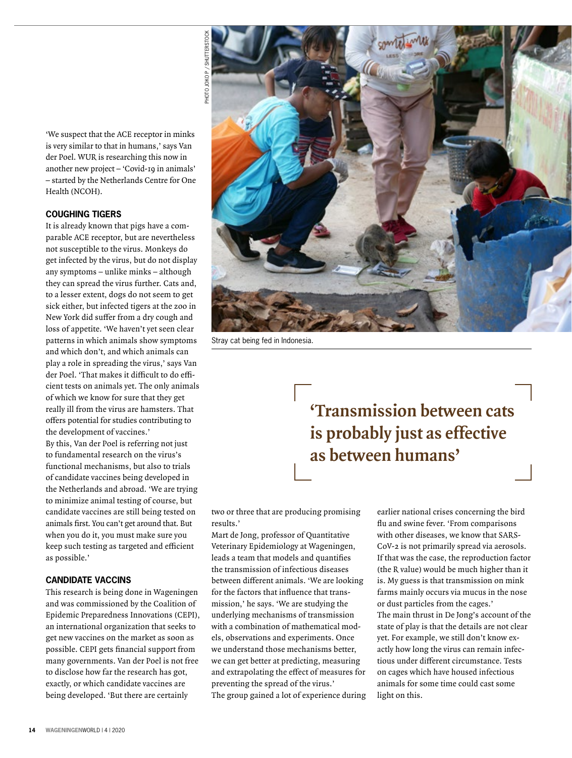'We suspect that the ACE receptor in minks is very similar to that in humans,' says Van der Poel. WUR is researching this now in another new project – 'Covid-19 in animals' – started by the Netherlands Centre for One Health (NCOH).

### COUGHING TIGERS

It is already known that pigs have a comparable ACE receptor, but are nevertheless not susceptible to the virus. Monkeys do get infected by the virus, but do not display any symptoms – unlike minks – although they can spread the virus further. Cats and, to a lesser extent, dogs do not seem to get sick either, but infected tigers at the zoo in New York did suffer from a dry cough and loss of appetite. 'We haven't yet seen clear patterns in which animals show symptoms and which don't, and which animals can play a role in spreading the virus,' says Van der Poel. 'That makes it difficult to do efficient tests on animals yet. The only animals of which we know for sure that they get really ill from the virus are hamsters. That offers potential for studies contributing to the development of vaccines.'

By this, Van der Poel is referring not just to fundamental research on the virus's functional mechanisms, but also to trials of candidate vaccines being developed in the Netherlands and abroad. 'We are trying to minimize animal testing of course, but candidate vaccines are still being tested on animals first. You can't get around that. But when you do it, you must make sure you keep such testing as targeted and efficient as possible.'

### CANDIDATE VACCINS

This research is being done in Wageningen and was commissioned by the Coalition of Epidemic Preparedness Innovations (CEPI), an international organization that seeks to get new vaccines on the market as soon as possible. CEPI gets financial support from many governments. Van der Poel is not free to disclose how far the research has got, exactly, or which candidate vaccines are being developed. 'But there are certainly two or three that are producing promising results.'

Mart de Jong, professor of Quantitative Veterinary Epidemiology at Wageningen, leads a team that models and quantifies the transmission of infectious diseases between different animals. 'We are looking for the factors that influence that transmission,' he says. 'We are studying the underlying mechanisms of transmission with a combination of mathematical models, observations and experiments. Once we understand those mechanisms better, we can get better at predicting, measuring and extrapolating the effect of measures for preventing the spread of the virus.'

The group gained a lot of experience during earlier national crises concerning the bird flu and swine fever. 'From comparisons with other diseases, we know that SARS-CoV-2 is not primarily spread via aerosols. If that was the case, the reproduction factor (the R value) would be much higher than it is. My guess is that transmission on mink farms mainly occurs via mucus in the nose or dust particles from the cages.'

The main thrust in De Jong's account of the state of play is that the details are not clear yet. For example, we still don't know exactly how long the virus can remain infectious under different circumstances. Tests on cages which have housed infectious animals for some time could cast some light on this.

PHOTO JOKO P / SHUTTERSTOCK

Stray cat being fed in Indonesia.

> 'Transmission between cats is probably just as effective as between humans'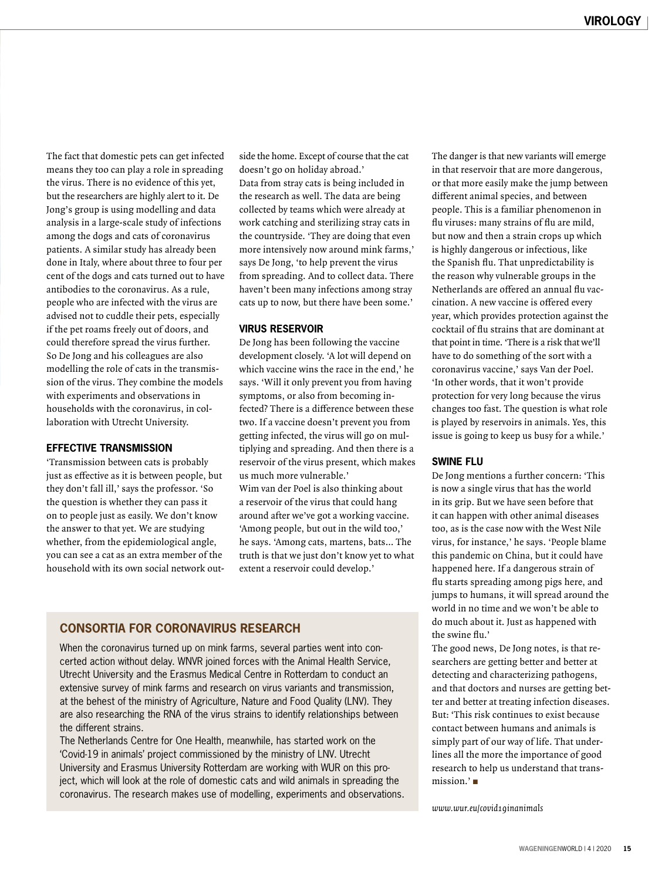The fact that domestic pets can get infected means they too can play a role in spreading the virus. There is no evidence of this yet, but the researchers are highly alert to it. De Jong's group is using modelling and data analysis in a large-scale study of infections among the dogs and cats of coronavirus patients. A similar study has already been done in Italy, where about three to four per cent of the dogs and cats turned out to have antibodies to the coronavirus. As a rule, people who are infected with the virus are advised not to cuddle their pets, especially if the pet roams freely out of doors, and could therefore spread the virus further. So De Jong and his colleagues are also modelling the role of cats in the transmission of the virus. They combine the models with experiments and observations in households with the coronavirus, in collaboration with Utrecht University.

### EFFECTIVE TRANSMISSION

'Transmission between cats is probably just as effective as it is between people, but they don't fall ill,' says the professor. 'So the question is whether they can pass it on to people just as easily. We don't know the answer to that yet. We are studying whether, from the epidemiological angle, you can see a cat as an extra member of the household with its own social network outside the home. Except of course that the cat doesn't go on holiday abroad.'

Data from stray cats is being included in the research as well. The data are being collected by teams which were already at work catching and sterilizing stray cats in the countryside. 'They are doing that even more intensively now around mink farms,' says De Jong, 'to help prevent the virus from spreading. And to collect data. There haven't been many infections among stray cats up to now, but there have been some.'

### VIRUS RESERVOIR

De Jong has been following the vaccine development closely. 'A lot will depend on which vaccine wins the race in the end,' he says. 'Will it only prevent you from having symptoms, or also from becoming infected? There is a difference between these two. If a vaccine doesn't prevent you from getting infected, the virus will go on multiplying and spreading. And then there is a reservoir of the virus present, which makes us much more vulnerable.'

Wim van der Poel is also thinking about a reservoir of the virus that could hang around after we've got a working vaccine. 'Among people, but out in the wild too,' he says. 'Among cats, martens, bats... The truth is that we just don't know yet to what extent a reservoir could develop.'

The danger is that new variants will emerge in that reservoir that are more dangerous, or that more easily make the jump between different animal species, and between people. This is a familiar phenomenon in flu viruses: many strains of flu are mild, but now and then a strain crops up which is highly dangerous or infectious, like the Spanish flu. That unpredictability is the reason why vulnerable groups in the Netherlands are offered an annual flu vaccination. A new vaccine is offered every year, which provides protection against the cocktail of flu strains that are dominant at that point in time. 'There is a risk that we'll have to do something of the sort with a coronavirus vaccine,' says Van der Poel. 'In other words, that it won't provide protection for very long because the virus changes too fast. The question is what role is played by reservoirs in animals. Yes, this issue is going to keep us busy for a while.'

### SWINE FLU

De Jong mentions a further concern: 'This is now a single virus that has the world in its grip. But we have seen before that it can happen with other animal diseases too, as is the case now with the West Nile virus, for instance,' he says. 'People blame this pandemic on China, but it could have happened here. If a dangerous strain of flu starts spreading among pigs here, and jumps to humans, it will spread around the world in no time and we won't be able to do much about it. Just as happened with the swine flu.'

The good news, De Jong notes, is that researchers are getting better and better at detecting and characterizing pathogens, and that doctors and nurses are getting better and better at treating infection diseases. But: 'This risk continues to exist because contact between humans and animals is simply part of our way of life. That underlines all the more the importance of good research to help us understand that transmission.' ■

*www.wur.eu/covid19inanimals*

## CONSORTIA FOR CORONAVIRUS RESEARCH

When the coronavirus turned up on mink farms, several parties went into concerted action without delay. WNVR joined forces with the Animal Health Service, Utrecht University and the Erasmus Medical Centre in Rotterdam to conduct an extensive survey of mink farms and research on virus variants and transmission, at the behest of the ministry of Agriculture, Nature and Food Quality (LNV). They are also researching the RNA of the virus strains to identify relationships between the different strains.

The Netherlands Centre for One Health, meanwhile, has started work on the 'Covid-19 in animals' project commissioned by the ministry of LNV. Utrecht University and Erasmus University Rotterdam are working with WUR on this project, which will look at the role of domestic cats and wild animals in spreading the coronavirus. The research makes use of modelling, experiments and observations.